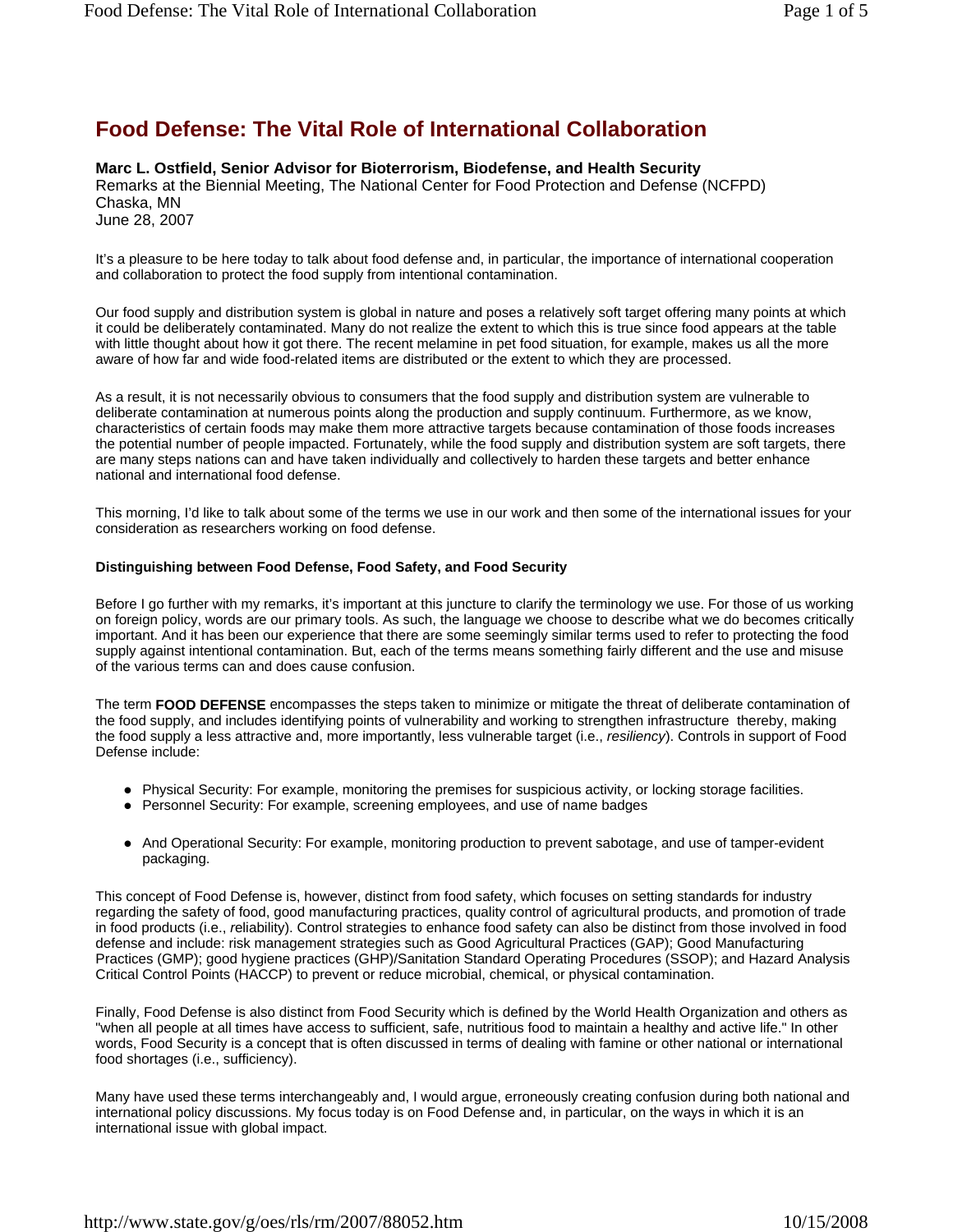# Food Defense: The Vital Role of International Collaboration

**Marc L. Ostfield, Senior Advisor for Bioterrorism, Biodefense, and Health Security**
Remarks at the Biennial Meeting, The National Center for Food Protection and Defense (NCFPD)
Chaska, MN
June 28, 2007

It's a pleasure to be here today to talk about food defense and, in particular, the importance of international cooperation and collaboration to protect the food supply from intentional contamination.

Our food supply and distribution system is global in nature and poses a relatively soft target offering many points at which it could be deliberately contaminated. Many do not realize the extent to which this is true since food appears at the table with little thought about how it got there. The recent melamine in pet food situation, for example, makes us all the more aware of how far and wide food-related items are distributed or the extent to which they are processed.

As a result, it is not necessarily obvious to consumers that the food supply and distribution system are vulnerable to deliberate contamination at numerous points along the production and supply continuum. Furthermore, as we know, characteristics of certain foods may make them more attractive targets because contamination of those foods increases the potential number of people impacted. Fortunately, while the food supply and distribution system are soft targets, there are many steps nations can and have taken individually and collectively to harden these targets and better enhance national and international food defense.

This morning, I'd like to talk about some of the terms we use in our work and then some of the international issues for your consideration as researchers working on food defense.

**Distinguishing between Food Defense, Food Safety, and Food Security**

Before I go further with my remarks, it's important at this juncture to clarify the terminology we use. For those of us working on foreign policy, words are our primary tools. As such, the language we choose to describe what we do becomes critically important. And it has been our experience that there are some seemingly similar terms used to refer to protecting the food supply against intentional contamination. But, each of the terms means something fairly different and the use and misuse of the various terms can and does cause confusion.

The term **FOOD DEFENSE** encompasses the steps taken to minimize or mitigate the threat of deliberate contamination of the food supply, and includes identifying points of vulnerability and working to strengthen infrastructure thereby, making the food supply a less attractive and, more importantly, less vulnerable target (i.e., *resiliency*). Controls in support of Food Defense include:

- Physical Security: For example, monitoring the premises for suspicious activity, or locking storage facilities.
- Personnel Security: For example, screening employees, and use of name badges
- And Operational Security: For example, monitoring production to prevent sabotage, and use of tamper-evident packaging.

This concept of Food Defense is, however, distinct from food safety, which focuses on setting standards for industry regarding the safety of food, good manufacturing practices, quality control of agricultural products, and promotion of trade in food products (i.e., *r*eliability). Control strategies to enhance food safety can also be distinct from those involved in food defense and include: risk management strategies such as Good Agricultural Practices (GAP); Good Manufacturing Practices (GMP); good hygiene practices (GHP)/Sanitation Standard Operating Procedures (SSOP); and Hazard Analysis Critical Control Points (HACCP) to prevent or reduce microbial, chemical, or physical contamination.

Finally, Food Defense is also distinct from Food Security which is defined by the World Health Organization and others as "when all people at all times have access to sufficient, safe, nutritious food to maintain a healthy and active life." In other words, Food Security is a concept that is often discussed in terms of dealing with famine or other national or international food shortages (i.e., sufficiency).

Many have used these terms interchangeably and, I would argue, erroneously creating confusion during both national and international policy discussions. My focus today is on Food Defense and, in particular, on the ways in which it is an international issue with global impact.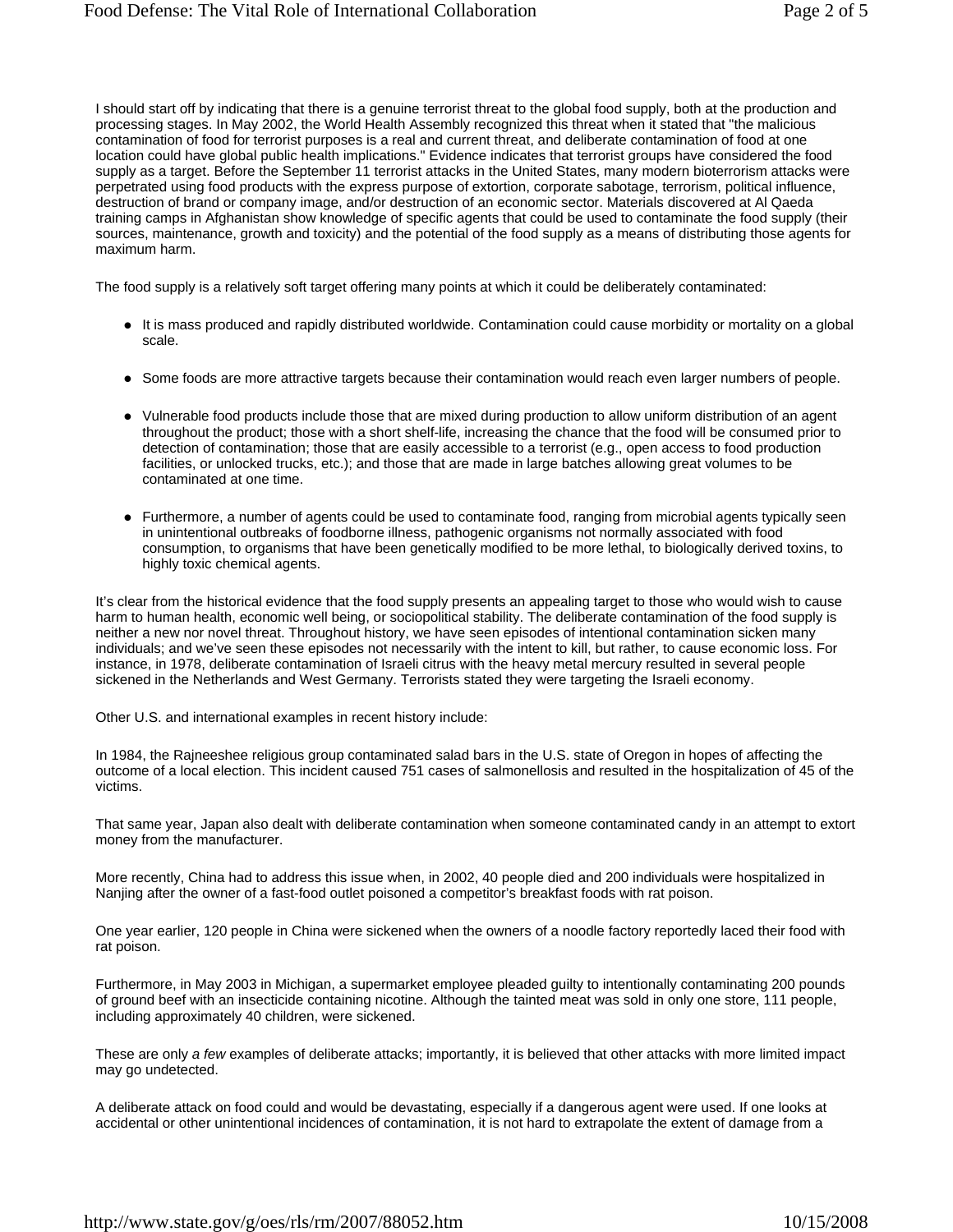I should start off by indicating that there is a genuine terrorist threat to the global food supply, both at the production and processing stages. In May 2002, the World Health Assembly recognized this threat when it stated that "the malicious contamination of food for terrorist purposes is a real and current threat, and deliberate contamination of food at one location could have global public health implications." Evidence indicates that terrorist groups have considered the food supply as a target. Before the September 11 terrorist attacks in the United States, many modern bioterrorism attacks were perpetrated using food products with the express purpose of extortion, corporate sabotage, terrorism, political influence, destruction of brand or company image, and/or destruction of an economic sector. Materials discovered at Al Qaeda training camps in Afghanistan show knowledge of specific agents that could be used to contaminate the food supply (their sources, maintenance, growth and toxicity) and the potential of the food supply as a means of distributing those agents for maximum harm.

The food supply is a relatively soft target offering many points at which it could be deliberately contaminated:

- It is mass produced and rapidly distributed worldwide. Contamination could cause morbidity or mortality on a global scale.
- Some foods are more attractive targets because their contamination would reach even larger numbers of people.
- Vulnerable food products include those that are mixed during production to allow uniform distribution of an agent throughout the product; those with a short shelf-life, increasing the chance that the food will be consumed prior to detection of contamination; those that are easily accessible to a terrorist (e.g., open access to food production facilities, or unlocked trucks, etc.); and those that are made in large batches allowing great volumes to be contaminated at one time.
- Furthermore, a number of agents could be used to contaminate food, ranging from microbial agents typically seen in unintentional outbreaks of foodborne illness, pathogenic organisms not normally associated with food consumption, to organisms that have been genetically modified to be more lethal, to biologically derived toxins, to highly toxic chemical agents.

It's clear from the historical evidence that the food supply presents an appealing target to those who would wish to cause harm to human health, economic well being, or sociopolitical stability. The deliberate contamination of the food supply is neither a new nor novel threat. Throughout history, we have seen episodes of intentional contamination sicken many individuals; and we've seen these episodes not necessarily with the intent to kill, but rather, to cause economic loss. For instance, in 1978, deliberate contamination of Israeli citrus with the heavy metal mercury resulted in several people sickened in the Netherlands and West Germany. Terrorists stated they were targeting the Israeli economy.

Other U.S. and international examples in recent history include:

In 1984, the Rajneeshee religious group contaminated salad bars in the U.S. state of Oregon in hopes of affecting the outcome of a local election. This incident caused 751 cases of salmonellosis and resulted in the hospitalization of 45 of the victims.

That same year, Japan also dealt with deliberate contamination when someone contaminated candy in an attempt to extort money from the manufacturer.

More recently, China had to address this issue when, in 2002, 40 people died and 200 individuals were hospitalized in Nanjing after the owner of a fast-food outlet poisoned a competitor's breakfast foods with rat poison.

One year earlier, 120 people in China were sickened when the owners of a noodle factory reportedly laced their food with rat poison.

Furthermore, in May 2003 in Michigan, a supermarket employee pleaded guilty to intentionally contaminating 200 pounds of ground beef with an insecticide containing nicotine. Although the tainted meat was sold in only one store, 111 people, including approximately 40 children, were sickened.

These are only *a few* examples of deliberate attacks; importantly, it is believed that other attacks with more limited impact may go undetected.

A deliberate attack on food could and would be devastating, especially if a dangerous agent were used. If one looks at accidental or other unintentional incidences of contamination, it is not hard to extrapolate the extent of damage from a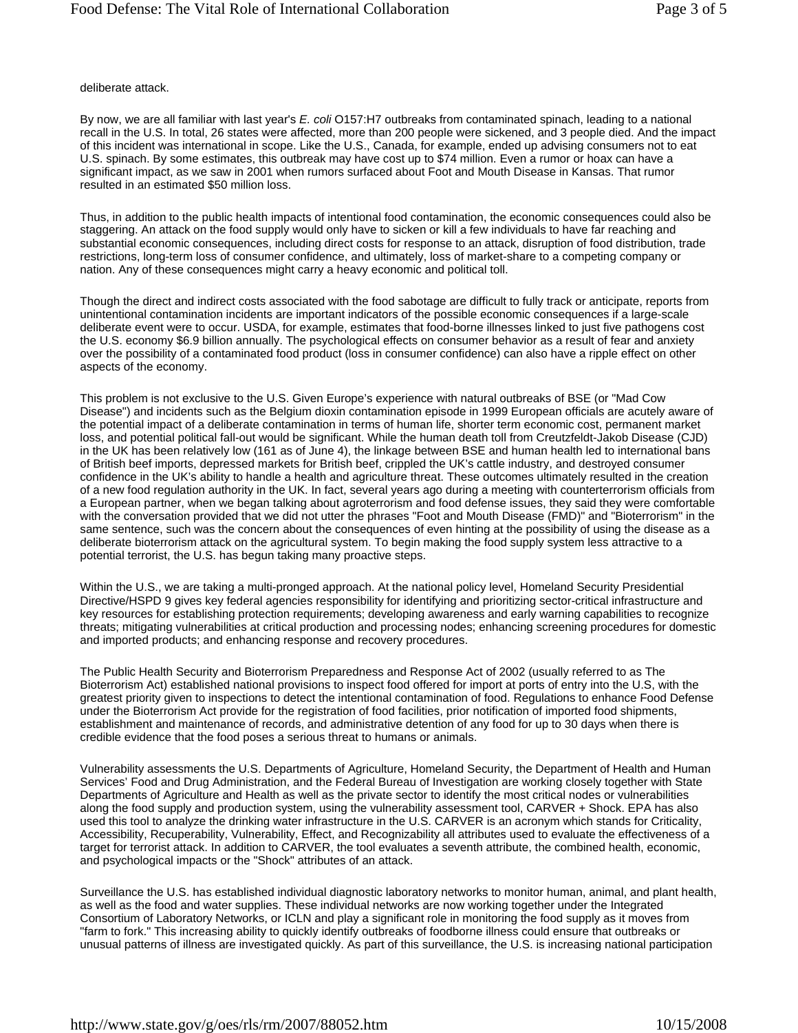deliberate attack.

By now, we are all familiar with last year's *E. coli* O157:H7 outbreaks from contaminated spinach, leading to a national recall in the U.S. In total, 26 states were affected, more than 200 people were sickened, and 3 people died. And the impact of this incident was international in scope. Like the U.S., Canada, for example, ended up advising consumers not to eat U.S. spinach. By some estimates, this outbreak may have cost up to $74 million. Even a rumor or hoax can have a significant impact, as we saw in 2001 when rumors surfaced about Foot and Mouth Disease in Kansas. That rumor resulted in an estimated $50 million loss.

Thus, in addition to the public health impacts of intentional food contamination, the economic consequences could also be staggering. An attack on the food supply would only have to sicken or kill a few individuals to have far reaching and substantial economic consequences, including direct costs for response to an attack, disruption of food distribution, trade restrictions, long-term loss of consumer confidence, and ultimately, loss of market-share to a competing company or nation. Any of these consequences might carry a heavy economic and political toll.

Though the direct and indirect costs associated with the food sabotage are difficult to fully track or anticipate, reports from unintentional contamination incidents are important indicators of the possible economic consequences if a large-scale deliberate event were to occur. USDA, for example, estimates that food-borne illnesses linked to just five pathogens cost the U.S. economy $6.9 billion annually. The psychological effects on consumer behavior as a result of fear and anxiety over the possibility of a contaminated food product (loss in consumer confidence) can also have a ripple effect on other aspects of the economy.

This problem is not exclusive to the U.S. Given Europe's experience with natural outbreaks of BSE (or "Mad Cow Disease") and incidents such as the Belgium dioxin contamination episode in 1999 European officials are acutely aware of the potential impact of a deliberate contamination in terms of human life, shorter term economic cost, permanent market loss, and potential political fall-out would be significant. While the human death toll from Creutzfeldt-Jakob Disease (CJD) in the UK has been relatively low (161 as of June 4), the linkage between BSE and human health led to international bans of British beef imports, depressed markets for British beef, crippled the UK's cattle industry, and destroyed consumer confidence in the UK's ability to handle a health and agriculture threat. These outcomes ultimately resulted in the creation of a new food regulation authority in the UK. In fact, several years ago during a meeting with counterterrorism officials from a European partner, when we began talking about agroterrorism and food defense issues, they said they were comfortable with the conversation provided that we did not utter the phrases "Foot and Mouth Disease (FMD)" and "Bioterrorism" in the same sentence, such was the concern about the consequences of even hinting at the possibility of using the disease as a deliberate bioterrorism attack on the agricultural system. To begin making the food supply system less attractive to a potential terrorist, the U.S. has begun taking many proactive steps.

Within the U.S., we are taking a multi-pronged approach. At the national policy level, Homeland Security Presidential Directive/HSPD 9 gives key federal agencies responsibility for identifying and prioritizing sector-critical infrastructure and key resources for establishing protection requirements; developing awareness and early warning capabilities to recognize threats; mitigating vulnerabilities at critical production and processing nodes; enhancing screening procedures for domestic and imported products; and enhancing response and recovery procedures.

The Public Health Security and Bioterrorism Preparedness and Response Act of 2002 (usually referred to as The Bioterrorism Act) established national provisions to inspect food offered for import at ports of entry into the U.S, with the greatest priority given to inspections to detect the intentional contamination of food. Regulations to enhance Food Defense under the Bioterrorism Act provide for the registration of food facilities, prior notification of imported food shipments, establishment and maintenance of records, and administrative detention of any food for up to 30 days when there is credible evidence that the food poses a serious threat to humans or animals.

Vulnerability assessments the U.S. Departments of Agriculture, Homeland Security, the Department of Health and Human Services' Food and Drug Administration, and the Federal Bureau of Investigation are working closely together with State Departments of Agriculture and Health as well as the private sector to identify the most critical nodes or vulnerabilities along the food supply and production system, using the vulnerability assessment tool, CARVER + Shock. EPA has also used this tool to analyze the drinking water infrastructure in the U.S. CARVER is an acronym which stands for Criticality, Accessibility, Recuperability, Vulnerability, Effect, and Recognizability all attributes used to evaluate the effectiveness of a target for terrorist attack. In addition to CARVER, the tool evaluates a seventh attribute, the combined health, economic, and psychological impacts or the "Shock" attributes of an attack.

Surveillance the U.S. has established individual diagnostic laboratory networks to monitor human, animal, and plant health, as well as the food and water supplies. These individual networks are now working together under the Integrated Consortium of Laboratory Networks, or ICLN and play a significant role in monitoring the food supply as it moves from "farm to fork." This increasing ability to quickly identify outbreaks of foodborne illness could ensure that outbreaks or unusual patterns of illness are investigated quickly. As part of this surveillance, the U.S. is increasing national participation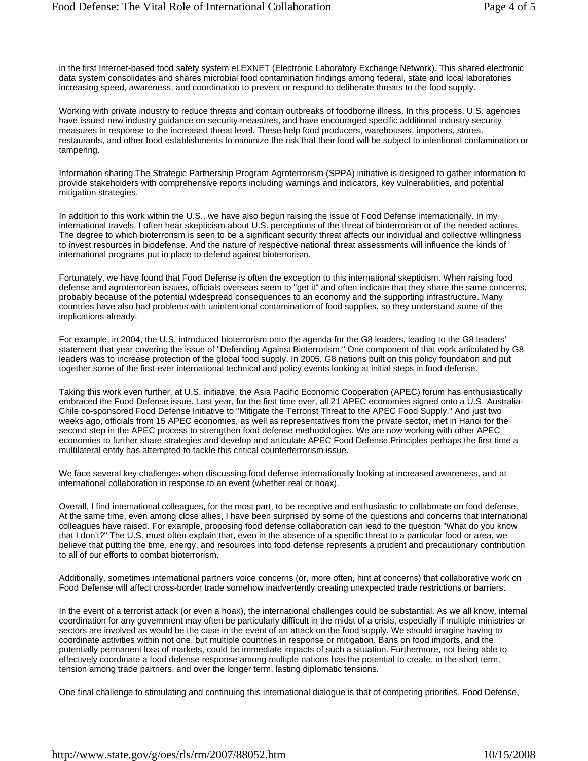in the first Internet-based food safety system eLEXNET (Electronic Laboratory Exchange Network). This shared electronic data system consolidates and shares microbial food contamination findings among federal, state and local laboratories increasing speed, awareness, and coordination to prevent or respond to deliberate threats to the food supply.

Working with private industry to reduce threats and contain outbreaks of foodborne illness. In this process, U.S. agencies have issued new industry guidance on security measures, and have encouraged specific additional industry security measures in response to the increased threat level. These help food producers, warehouses, importers, stores, restaurants, and other food establishments to minimize the risk that their food will be subject to intentional contamination or tampering.

Information sharing The Strategic Partnership Program Agroterrorism (SPPA) initiative is designed to gather information to provide stakeholders with comprehensive reports including warnings and indicators, key vulnerabilities, and potential mitigation strategies.

In addition to this work within the U.S., we have also begun raising the issue of Food Defense internationally. In my international travels, I often hear skepticism about U.S. perceptions of the threat of bioterrorism or of the needed actions. The degree to which bioterrorism is seen to be a significant security threat affects our individual and collective willingness to invest resources in biodefense. And the nature of respective national threat assessments will influence the kinds of international programs put in place to defend against bioterrorism.

Fortunately, we have found that Food Defense is often the exception to this international skepticism. When raising food defense and agroterrorism issues, officials overseas seem to "get it" and often indicate that they share the same concerns, probably because of the potential widespread consequences to an economy and the supporting infrastructure. Many countries have also had problems with unintentional contamination of food supplies, so they understand some of the implications already.

For example, in 2004, the U.S. introduced bioterrorism onto the agenda for the G8 leaders, leading to the G8 leaders' statement that year covering the issue of "Defending Against Bioterrorism." One component of that work articulated by G8 leaders was to increase protection of the global food supply. In 2005, G8 nations built on this policy foundation and put together some of the first-ever international technical and policy events looking at initial steps in food defense.

Taking this work even further, at U.S. initiative, the Asia Pacific Economic Cooperation (APEC) forum has enthusiastically embraced the Food Defense issue. Last year, for the first time ever, all 21 APEC economies signed onto a U.S.-Australia-Chile co-sponsored Food Defense Initiative to "Mitigate the Terrorist Threat to the APEC Food Supply." And just two weeks ago, officials from 15 APEC economies, as well as representatives from the private sector, met in Hanoi for the second step in the APEC process to strengthen food defense methodologies. We are now working with other APEC economies to further share strategies and develop and articulate APEC Food Defense Principles perhaps the first time a multilateral entity has attempted to tackle this critical counterterrorism issue.

We face several key challenges when discussing food defense internationally looking at increased awareness, and at international collaboration in response to an event (whether real or hoax).

Overall, I find international colleagues, for the most part, to be receptive and enthusiastic to collaborate on food defense. At the same time, even among close allies, I have been surprised by some of the questions and concerns that international colleagues have raised. For example, proposing food defense collaboration can lead to the question "What do you know that I don't?" The U.S. must often explain that, even in the absence of a specific threat to a particular food or area, we believe that putting the time, energy, and resources into food defense represents a prudent and precautionary contribution to all of our efforts to combat bioterrorism.

Additionally, sometimes international partners voice concerns (or, more often, hint at concerns) that collaborative work on Food Defense will affect cross-border trade somehow inadvertently creating unexpected trade restrictions or barriers.

In the event of a terrorist attack (or even a hoax), the international challenges could be substantial. As we all know, internal coordination for any government may often be particularly difficult in the midst of a crisis, especially if multiple ministries or sectors are involved as would be the case in the event of an attack on the food supply. We should imagine having to coordinate activities within not one, but multiple countries in response or mitigation. Bans on food imports, and the potentially permanent loss of markets, could be immediate impacts of such a situation. Furthermore, not being able to effectively coordinate a food defense response among multiple nations has the potential to create, in the short term, tension among trade partners, and over the longer term, lasting diplomatic tensions.

One final challenge to stimulating and continuing this international dialogue is that of competing priorities. Food Defense,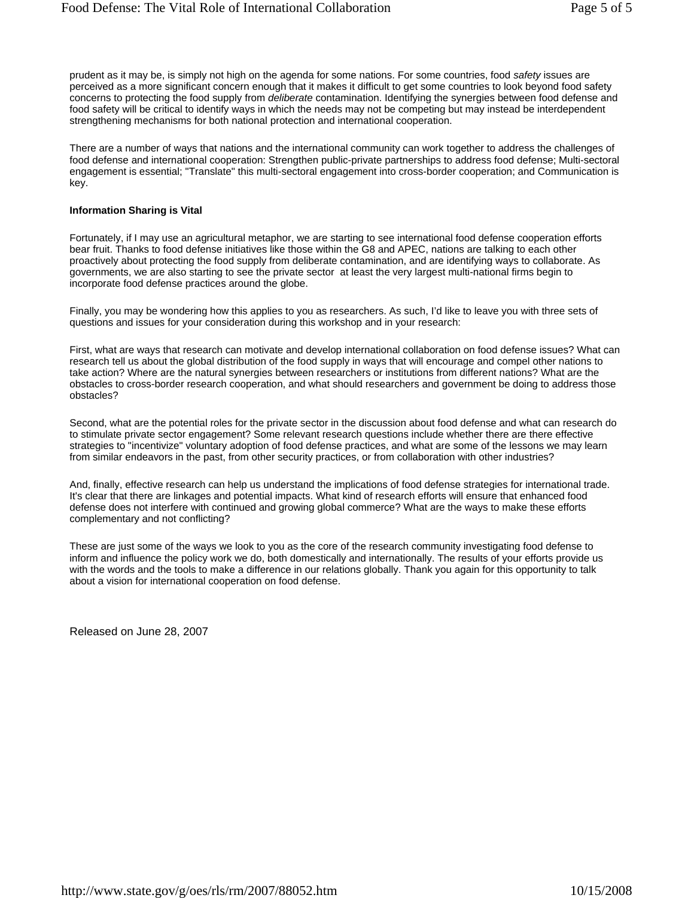prudent as it may be, is simply not high on the agenda for some nations. For some countries, food *safety* issues are perceived as a more significant concern enough that it makes it difficult to get some countries to look beyond food safety concerns to protecting the food supply from *deliberate* contamination. Identifying the synergies between food defense and food safety will be critical to identify ways in which the needs may not be competing but may instead be interdependent strengthening mechanisms for both national protection and international cooperation.

There are a number of ways that nations and the international community can work together to address the challenges of food defense and international cooperation: Strengthen public-private partnerships to address food defense; Multi-sectoral engagement is essential; "Translate" this multi-sectoral engagement into cross-border cooperation; and Communication is key.

**Information Sharing is Vital**

Fortunately, if I may use an agricultural metaphor, we are starting to see international food defense cooperation efforts bear fruit. Thanks to food defense initiatives like those within the G8 and APEC, nations are talking to each other proactively about protecting the food supply from deliberate contamination, and are identifying ways to collaborate. As governments, we are also starting to see the private sector at least the very largest multi-national firms begin to incorporate food defense practices around the globe.

Finally, you may be wondering how this applies to you as researchers. As such, I'd like to leave you with three sets of questions and issues for your consideration during this workshop and in your research:

First, what are ways that research can motivate and develop international collaboration on food defense issues? What can research tell us about the global distribution of the food supply in ways that will encourage and compel other nations to take action? Where are the natural synergies between researchers or institutions from different nations? What are the obstacles to cross-border research cooperation, and what should researchers and government be doing to address those obstacles?

Second, what are the potential roles for the private sector in the discussion about food defense and what can research do to stimulate private sector engagement? Some relevant research questions include whether there are there effective strategies to "incentivize" voluntary adoption of food defense practices, and what are some of the lessons we may learn from similar endeavors in the past, from other security practices, or from collaboration with other industries?

And, finally, effective research can help us understand the implications of food defense strategies for international trade. It's clear that there are linkages and potential impacts. What kind of research efforts will ensure that enhanced food defense does not interfere with continued and growing global commerce? What are the ways to make these efforts complementary and not conflicting?

These are just some of the ways we look to you as the core of the research community investigating food defense to inform and influence the policy work we do, both domestically and internationally. The results of your efforts provide us with the words and the tools to make a difference in our relations globally. Thank you again for this opportunity to talk about a vision for international cooperation on food defense.

Released on June 28, 2007